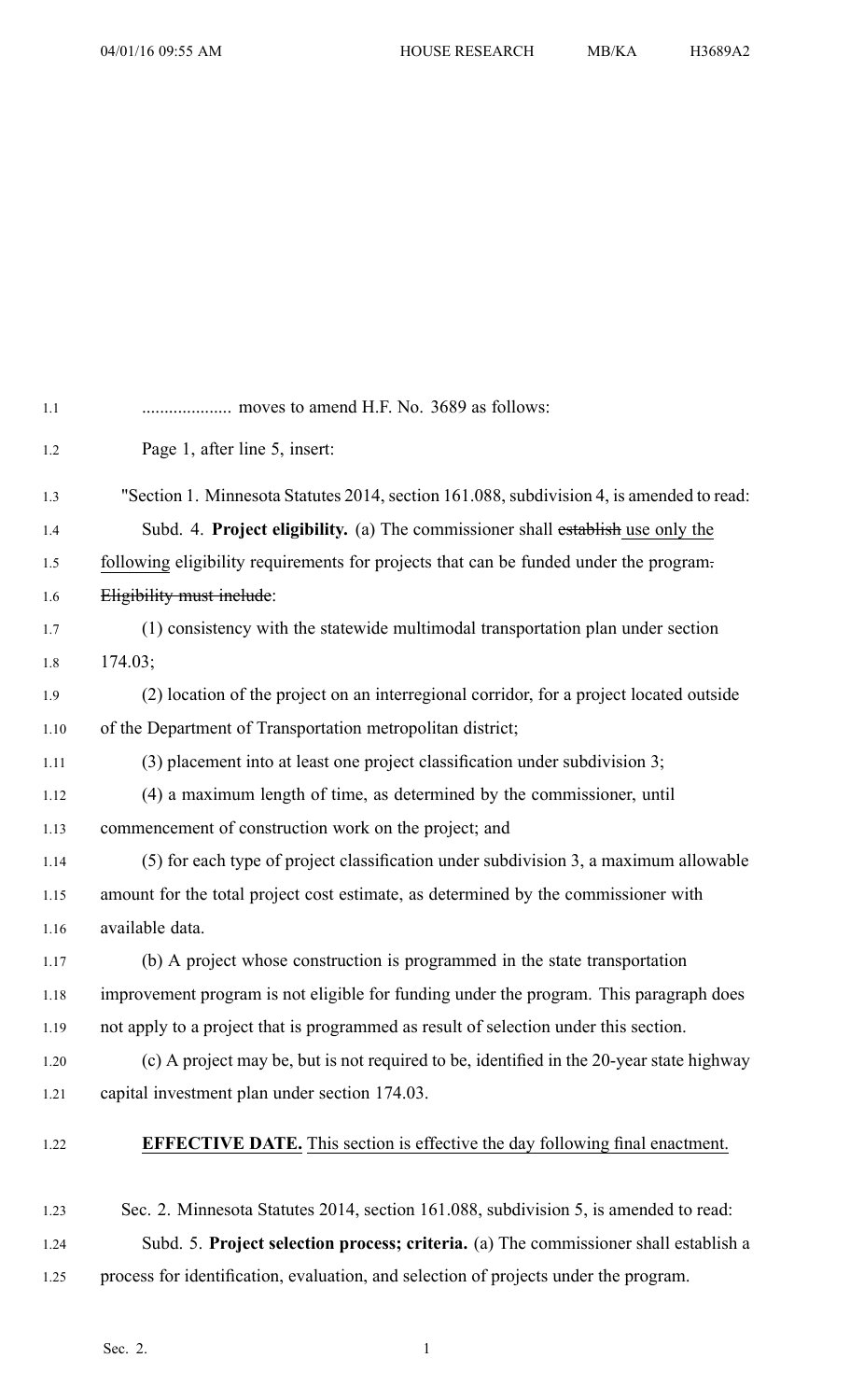.................... moves to amend H.F. No. 3689 as follows:

Page 1, after line 5, insert:

"Section 1. Minnesota Statutes 2014, section 161.088, subdivision 4, is amended to read:

Subd. 4. **Project eligibility.** (a) The commissioner shall ~~establish~~ use only the following eligibility requirements for projects that can be funded under the program~~.~~ ~~Eligibility must include~~:

(1) consistency with the statewide multimodal transportation plan under section 174.03;

(2) location of the project on an interregional corridor, for a project located outside of the Department of Transportation metropolitan district;

(3) placement into at least one project classification under subdivision 3;

(4) a maximum length of time, as determined by the commissioner, until commencement of construction work on the project; and

(5) for each type of project classification under subdivision 3, a maximum allowable amount for the total project cost estimate, as determined by the commissioner with available data.

(b) A project whose construction is programmed in the state transportation improvement program is not eligible for funding under the program. This paragraph does not apply to a project that is programmed as result of selection under this section.

(c) A project may be, but is not required to be, identified in the 20-year state highway capital investment plan under section 174.03.

**EFFECTIVE DATE.** This section is effective the day following final enactment.

Sec. 2. Minnesota Statutes 2014, section 161.088, subdivision 5, is amended to read:

Subd. 5. **Project selection process; criteria.** (a) The commissioner shall establish a process for identification, evaluation, and selection of projects under the program.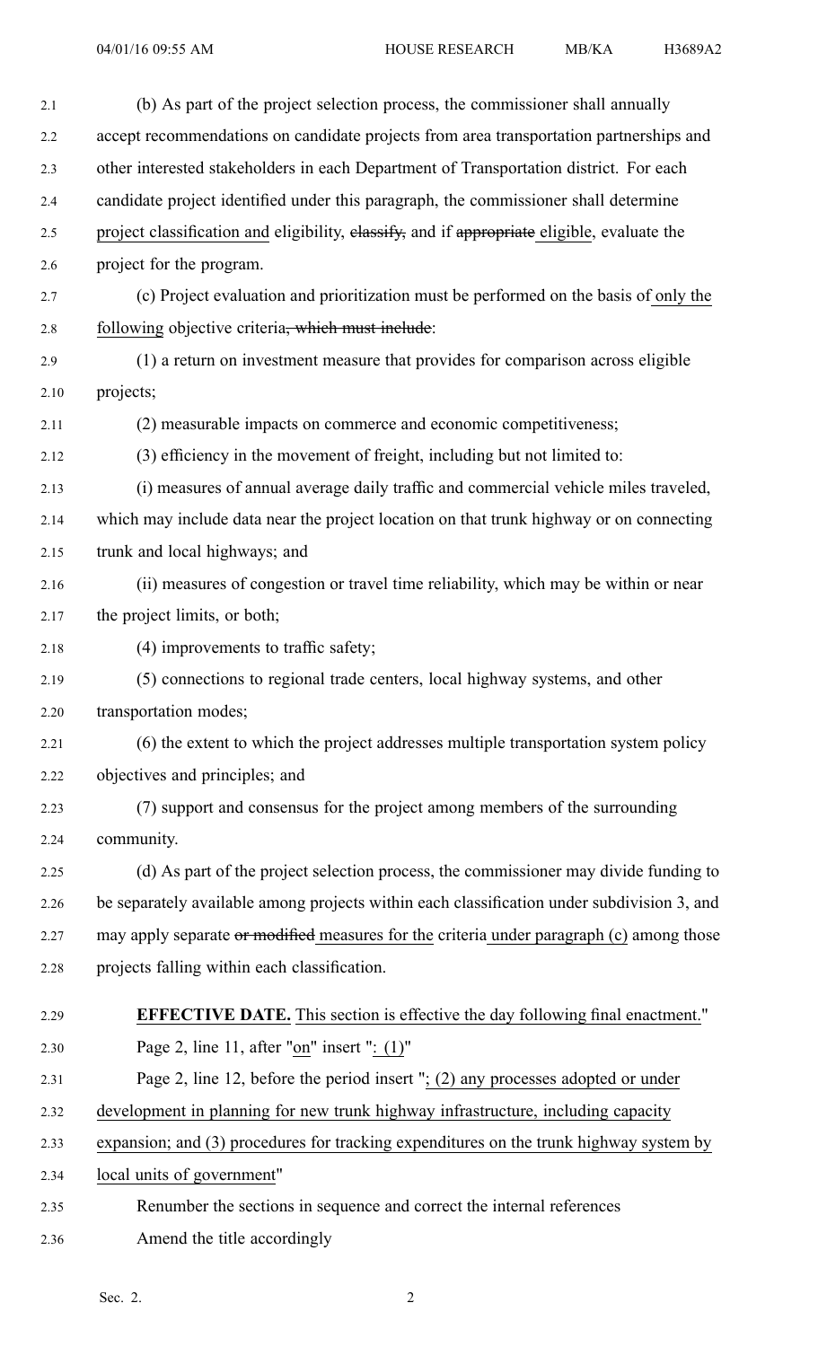(b) As part of the project selection process, the commissioner shall annually accept recommendations on candidate projects from area transportation partnerships and other interested stakeholders in each Department of Transportation district. For each candidate project identified under this paragraph, the commissioner shall determine project classification and eligibility, ~~classify,~~ and if ~~appropriate~~ eligible, evaluate the project for the program.

(c) Project evaluation and prioritization must be performed on the basis of only the following objective criteria~~, which must include~~:

(1) a return on investment measure that provides for comparison across eligible projects;

(2) measurable impacts on commerce and economic competitiveness;

(3) efficiency in the movement of freight, including but not limited to:

(i) measures of annual average daily traffic and commercial vehicle miles traveled, which may include data near the project location on that trunk highway or on connecting trunk and local highways; and

(ii) measures of congestion or travel time reliability, which may be within or near the project limits, or both;

(4) improvements to traffic safety;

(5) connections to regional trade centers, local highway systems, and other transportation modes;

(6) the extent to which the project addresses multiple transportation system policy objectives and principles; and

(7) support and consensus for the project among members of the surrounding community.

(d) As part of the project selection process, the commissioner may divide funding to be separately available among projects within each classification under subdivision 3, and may apply separate ~~or modified~~ measures for the criteria under paragraph (c) among those projects falling within each classification.

**EFFECTIVE DATE.** This section is effective the day following final enactment."

Page 2, line 11, after "on" insert ": (1)"

Page 2, line 12, before the period insert "; (2) any processes adopted or under development in planning for new trunk highway infrastructure, including capacity expansion; and (3) procedures for tracking expenditures on the trunk highway system by local units of government"

Renumber the sections in sequence and correct the internal references

Amend the title accordingly